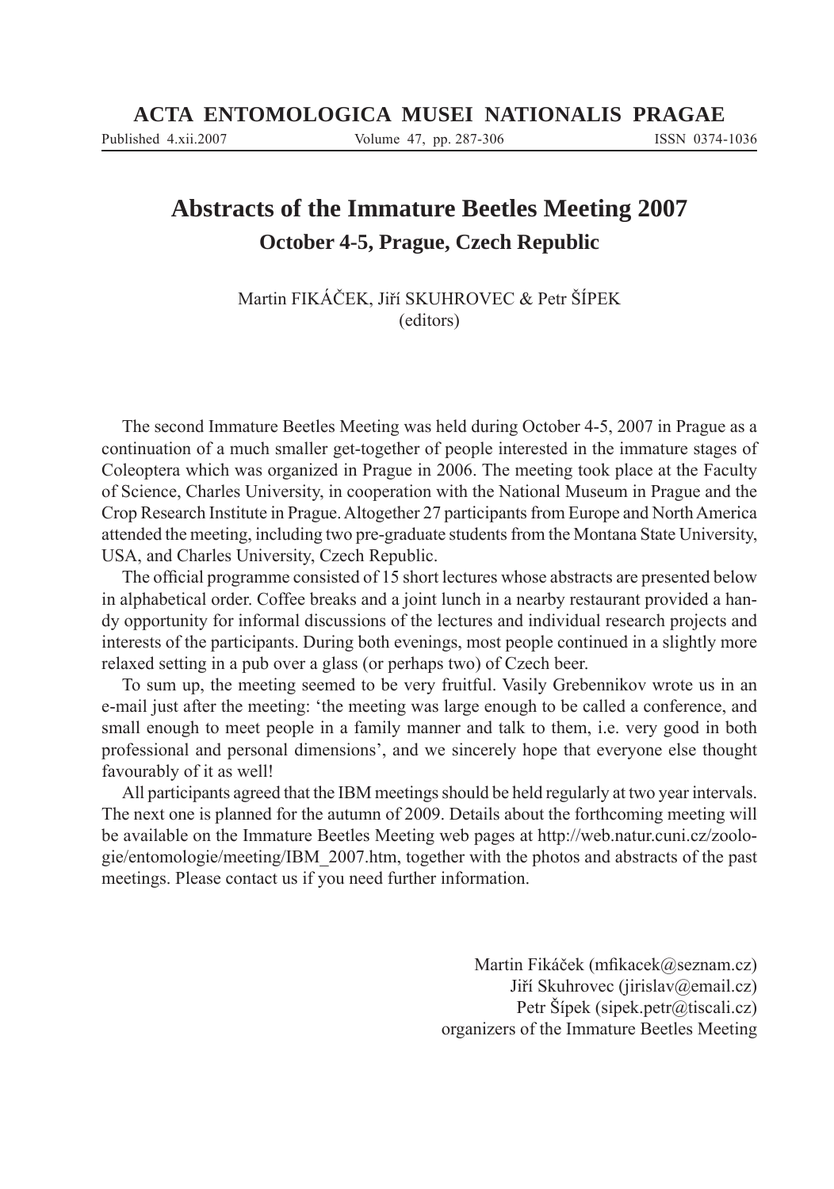# Abstracts of the Immature Beetles Meeting 2007

## October 4-5, Prague, Czech Republic

Martin FIKÁČEK, Jiří SKUHROVEC & Petr ŠÍPEK
(editors)

The second Immature Beetles Meeting was held during October 4-5, 2007 in Prague as a continuation of a much smaller get-together of people interested in the immature stages of Coleoptera which was organized in Prague in 2006. The meeting took place at the Faculty of Science, Charles University, in cooperation with the National Museum in Prague and the Crop Research Institute in Prague. Altogether 27 participants from Europe and North America attended the meeting, including two pre-graduate students from the Montana State University, USA, and Charles University, Czech Republic.

The official programme consisted of 15 short lectures whose abstracts are presented below in alphabetical order. Coffee breaks and a joint lunch in a nearby restaurant provided a handy opportunity for informal discussions of the lectures and individual research projects and interests of the participants. During both evenings, most people continued in a slightly more relaxed setting in a pub over a glass (or perhaps two) of Czech beer.

To sum up, the meeting seemed to be very fruitful. Vasily Grebennikov wrote us in an e-mail just after the meeting: 'the meeting was large enough to be called a conference, and small enough to meet people in a family manner and talk to them, i.e. very good in both professional and personal dimensions', and we sincerely hope that everyone else thought favourably of it as well!

All participants agreed that the IBM meetings should be held regularly at two year intervals. The next one is planned for the autumn of 2009. Details about the forthcoming meeting will be available on the Immature Beetles Meeting web pages at http://web.natur.cuni.cz/zoologie/entomologie/meeting/IBM_2007.htm, together with the photos and abstracts of the past meetings. Please contact us if you need further information.

Martin Fikáček (mfikacek@seznam.cz)
Jiří Skuhrovec (jirislav@email.cz)
Petr Šípek (sipek.petr@tiscali.cz)
organizers of the Immature Beetles Meeting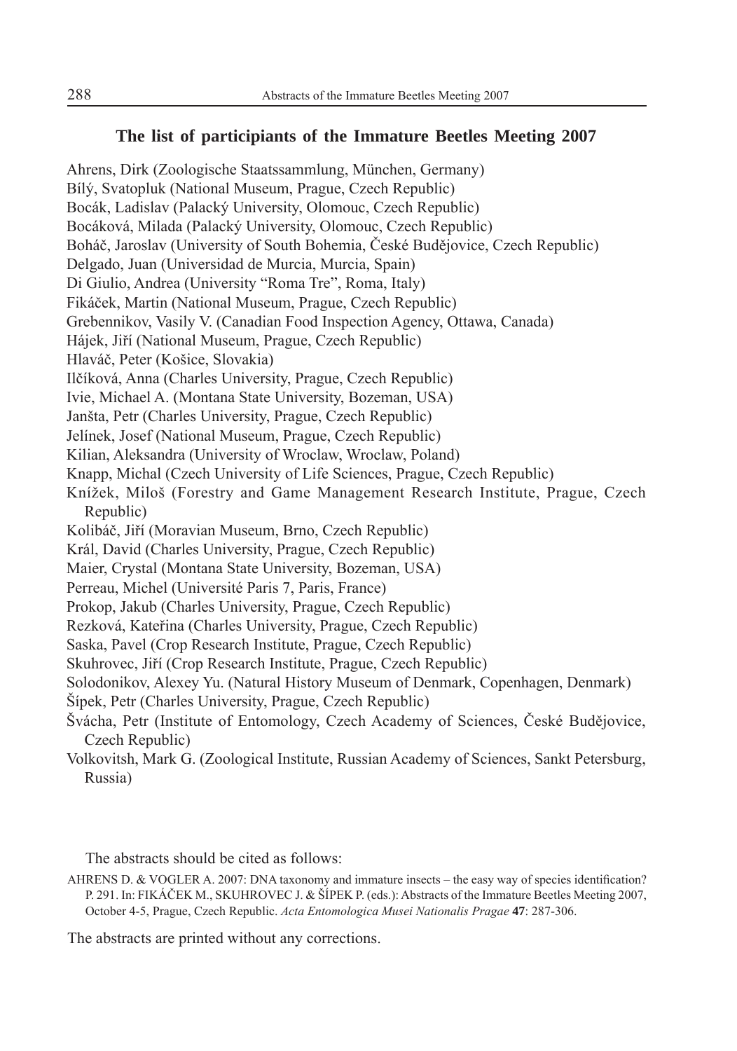## The list of participiants of the Immature Beetles Meeting 2007

Ahrens, Dirk (Zoologische Staatssammlung, München, Germany)
Bílý, Svatopluk (National Museum, Prague, Czech Republic)
Bocák, Ladislav (Palacký University, Olomouc, Czech Republic)
Bocáková, Milada (Palacký University, Olomouc, Czech Republic)
Boháč, Jaroslav (University of South Bohemia, České Budějovice, Czech Republic)
Delgado, Juan (Universidad de Murcia, Murcia, Spain)
Di Giulio, Andrea (University "Roma Tre", Roma, Italy)
Fikáček, Martin (National Museum, Prague, Czech Republic)
Grebennikov, Vasily V. (Canadian Food Inspection Agency, Ottawa, Canada)
Hájek, Jiří (National Museum, Prague, Czech Republic)
Hlaváč, Peter (Košice, Slovakia)
Ilčíková, Anna (Charles University, Prague, Czech Republic)
Ivie, Michael A. (Montana State University, Bozeman, USA)
Janšta, Petr (Charles University, Prague, Czech Republic)
Jelínek, Josef (National Museum, Prague, Czech Republic)
Kilian, Aleksandra (University of Wroclaw, Wroclaw, Poland)
Knapp, Michal (Czech University of Life Sciences, Prague, Czech Republic)
Knížek, Miloš (Forestry and Game Management Research Institute, Prague, Czech Republic)
Kolibáč, Jiří (Moravian Museum, Brno, Czech Republic)
Král, David (Charles University, Prague, Czech Republic)
Maier, Crystal (Montana State University, Bozeman, USA)
Perreau, Michel (Université Paris 7, Paris, France)
Prokop, Jakub (Charles University, Prague, Czech Republic)
Rezková, Kateřina (Charles University, Prague, Czech Republic)
Saska, Pavel (Crop Research Institute, Prague, Czech Republic)
Skuhrovec, Jiří (Crop Research Institute, Prague, Czech Republic)
Solodonikov, Alexey Yu. (Natural History Museum of Denmark, Copenhagen, Denmark)
Šípek, Petr (Charles University, Prague, Czech Republic)
Švácha, Petr (Institute of Entomology, Czech Academy of Sciences, České Budějovice, Czech Republic)
Volkovitsh, Mark G. (Zoological Institute, Russian Academy of Sciences, Sankt Petersburg, Russia)

The abstracts should be cited as follows:

AHRENS D. & VOGLER A. 2007: DNA taxonomy and immature insects – the easy way of species identification? P. 291. In: FIKÁČEK M., SKUHROVEC J. & ŠÍPEK P. (eds.): Abstracts of the Immature Beetles Meeting 2007, October 4-5, Prague, Czech Republic. *Acta Entomologica Musei Nationalis Pragae* **47**: 287-306.

The abstracts are printed without any corrections.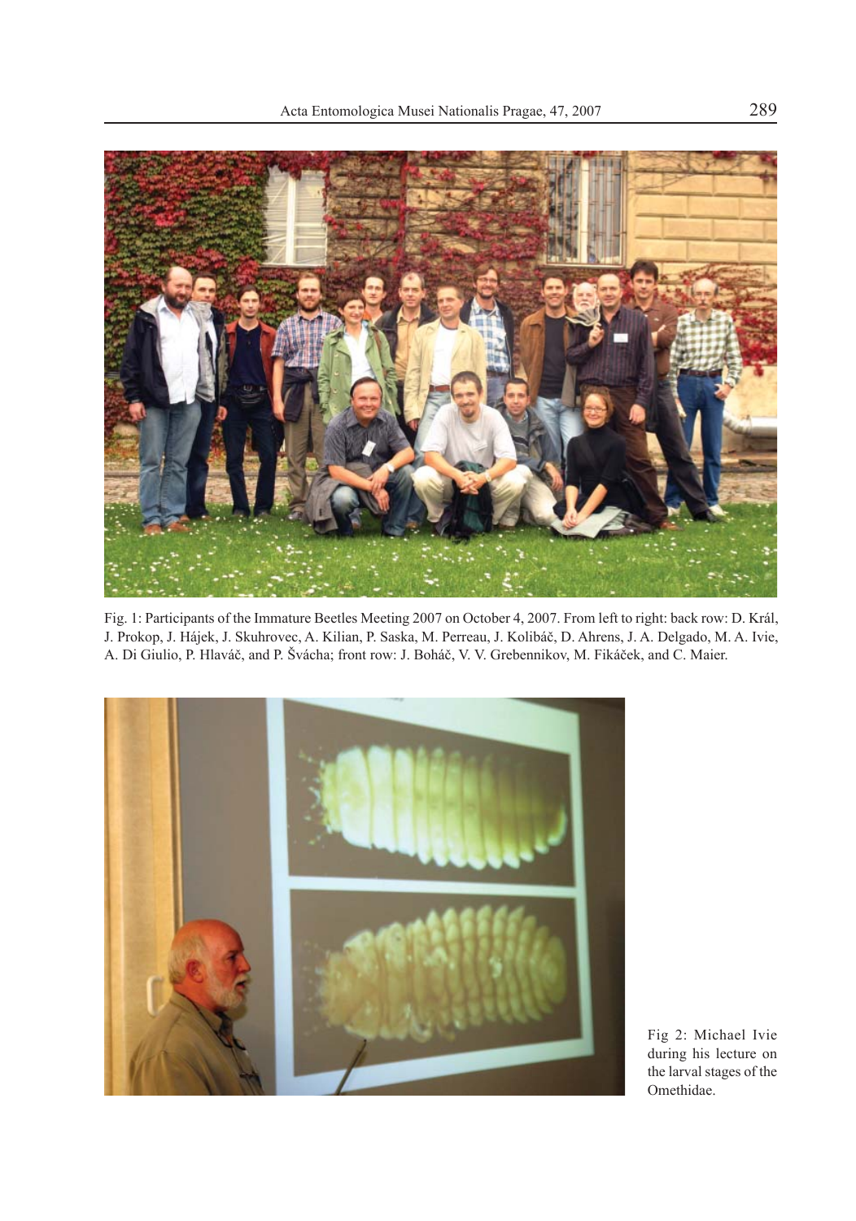Fig. 1: Participants of the Immature Beetles Meeting 2007 on October 4, 2007. From left to right: back row: D. Král, J. Prokop, J. Hájek, J. Skuhrovec, A. Kilian, P. Saska, M. Perreau, J. Kolibáč, D. Ahrens, J. A. Delgado, M. A. Ivie, A. Di Giulio, P. Hlaváč, and P. Švácha; front row: J. Boháč, V. V. Grebennikov, M. Fikáček, and C. Maier.

Fig 2: Michael Ivie during his lecture on the larval stages of the Omethidae.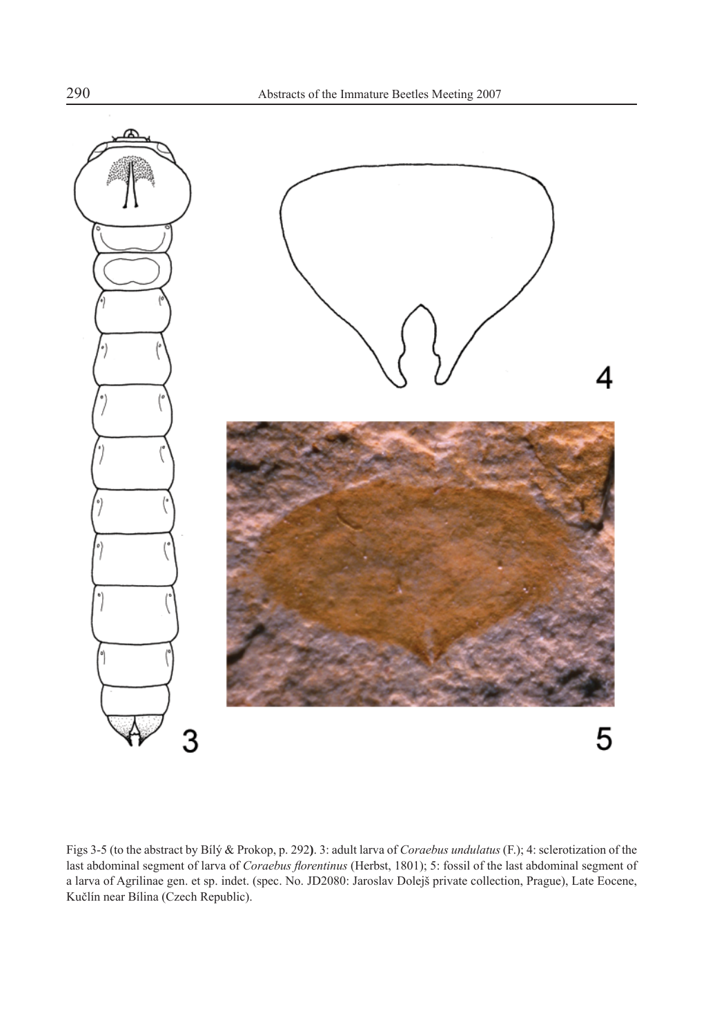Figs 3-5 (to the abstract by Bílý & Prokop, p. 292). 3: adult larva of *Coraebus undulatus* (F.); 4: sclerotization of the last abdominal segment of larva of *Coraebus florentinus* (Herbst, 1801); 5: fossil of the last abdominal segment of a larva of Agrilinae gen. et sp. indet. (spec. No. JD2080: Jaroslav Dolejš private collection, Prague), Late Eocene, Kučlín near Bílina (Czech Republic).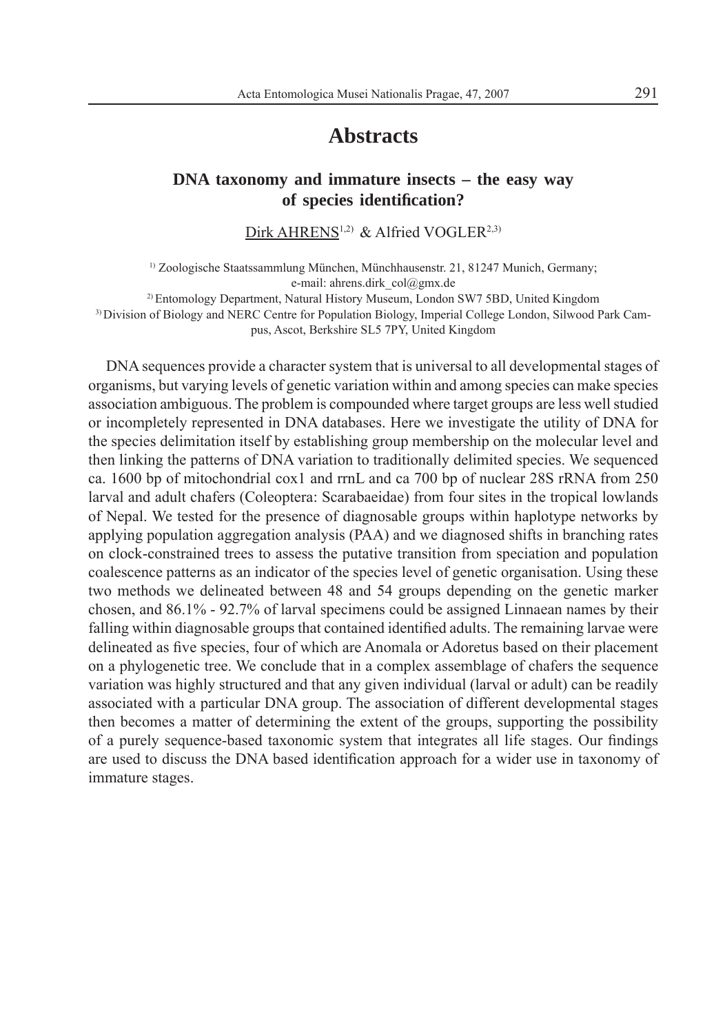# Abstracts

## DNA taxonomy and immature insects – the easy way of species identification?

Dirk AHRENS[1,2] & Alfried VOGLER[2,3]

[1] Zoologische Staatssammlung München, Münchhausenstr. 21, 81247 Munich, Germany; e-mail: ahrens.dirk_col@gmx.de

[2] Entomology Department, Natural History Museum, London SW7 5BD, United Kingdom

[3] Division of Biology and NERC Centre for Population Biology, Imperial College London, Silwood Park Campus, Ascot, Berkshire SL5 7PY, United Kingdom

DNA sequences provide a character system that is universal to all developmental stages of organisms, but varying levels of genetic variation within and among species can make species association ambiguous. The problem is compounded where target groups are less well studied or incompletely represented in DNA databases. Here we investigate the utility of DNA for the species delimitation itself by establishing group membership on the molecular level and then linking the patterns of DNA variation to traditionally delimited species. We sequenced ca. 1600 bp of mitochondrial cox1 and rrnL and ca 700 bp of nuclear 28S rRNA from 250 larval and adult chafers (Coleoptera: Scarabaeidae) from four sites in the tropical lowlands of Nepal. We tested for the presence of diagnosable groups within haplotype networks by applying population aggregation analysis (PAA) and we diagnosed shifts in branching rates on clock-constrained trees to assess the putative transition from speciation and population coalescence patterns as an indicator of the species level of genetic organisation. Using these two methods we delineated between 48 and 54 groups depending on the genetic marker chosen, and 86.1% - 92.7% of larval specimens could be assigned Linnaean names by their falling within diagnosable groups that contained identified adults. The remaining larvae were delineated as five species, four of which are Anomala or Adoretus based on their placement on a phylogenetic tree. We conclude that in a complex assemblage of chafers the sequence variation was highly structured and that any given individual (larval or adult) can be readily associated with a particular DNA group. The association of different developmental stages then becomes a matter of determining the extent of the groups, supporting the possibility of a purely sequence-based taxonomic system that integrates all life stages. Our findings are used to discuss the DNA based identification approach for a wider use in taxonomy of immature stages.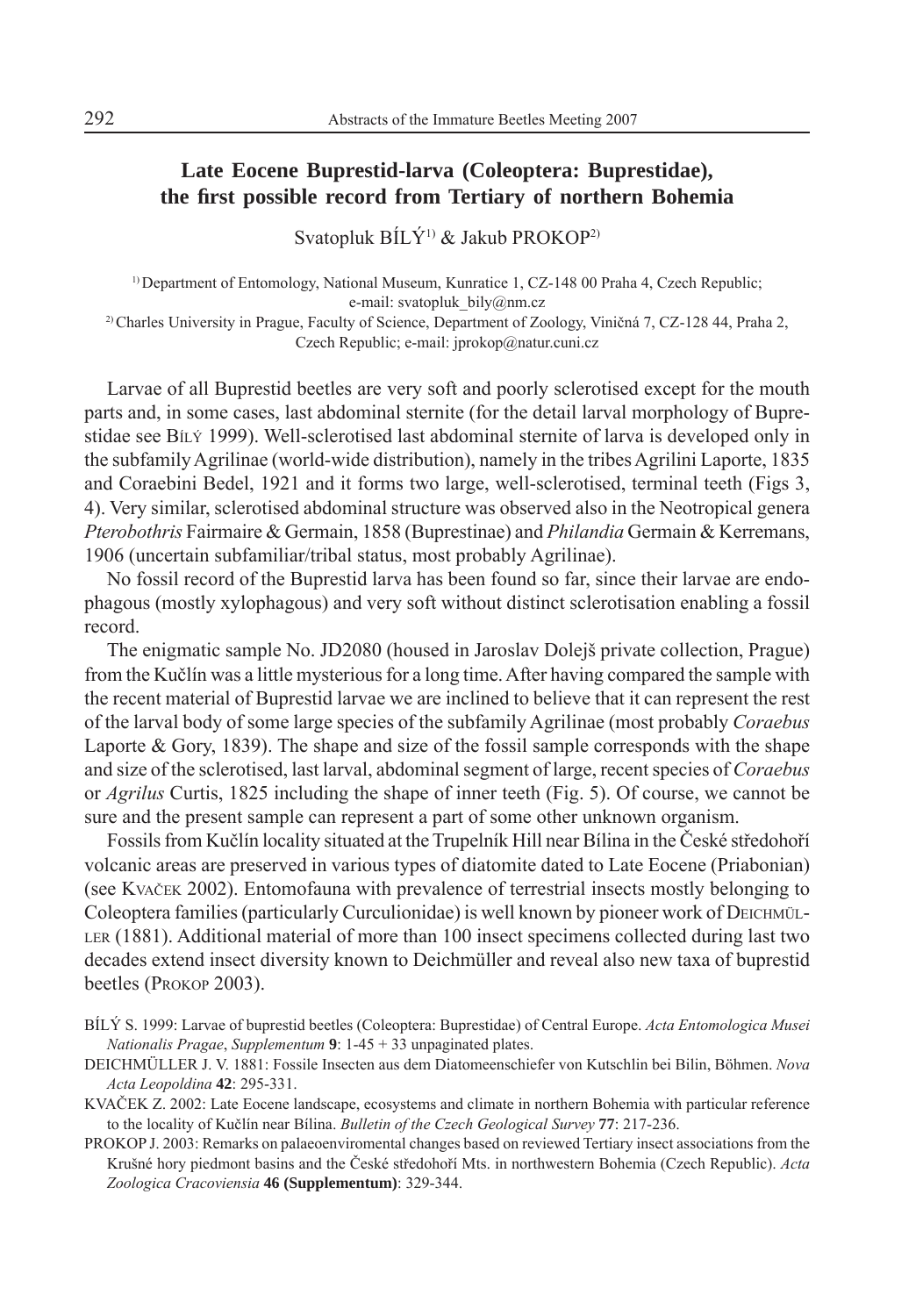## Late Eocene Buprestid-larva (Coleoptera: Buprestidae), the first possible record from Tertiary of northern Bohemia

Svatopluk BÍLÝ[1] & Jakub PROKOP[2]

[1] Department of Entomology, National Museum, Kunratice 1, CZ-148 00 Praha 4, Czech Republic; e-mail: svatopluk_bily@nm.cz
[2] Charles University in Prague, Faculty of Science, Department of Zoology, Viničná 7, CZ-128 44, Praha 2, Czech Republic; e-mail: jprokop@natur.cuni.cz

Larvae of all Buprestid beetles are very soft and poorly sclerotised except for the mouth parts and, in some cases, last abdominal sternite (for the detail larval morphology of Buprestidae see Bílý 1999). Well-sclerotised last abdominal sternite of larva is developed only in the subfamily Agrilinae (world-wide distribution), namely in the tribes Agrilini Laporte, 1835 and Coraebini Bedel, 1921 and it forms two large, well-sclerotised, terminal teeth (Figs 3, 4). Very similar, sclerotised abdominal structure was observed also in the Neotropical genera *Pterobothris* Fairmaire & Germain, 1858 (Buprestinae) and *Philandia* Germain & Kerremans, 1906 (uncertain subfamiliar/tribal status, most probably Agrilinae).

No fossil record of the Buprestid larva has been found so far, since their larvae are endophagous (mostly xylophagous) and very soft without distinct sclerotisation enabling a fossil record.

The enigmatic sample No. JD2080 (housed in Jaroslav Dolejš private collection, Prague) from the Kučlín was a little mysterious for a long time. After having compared the sample with the recent material of Buprestid larvae we are inclined to believe that it can represent the rest of the larval body of some large species of the subfamily Agrilinae (most probably *Coraebus* Laporte & Gory, 1839). The shape and size of the fossil sample corresponds with the shape and size of the sclerotised, last larval, abdominal segment of large, recent species of *Coraebus* or *Agrilus* Curtis, 1825 including the shape of inner teeth (Fig. 5). Of course, we cannot be sure and the present sample can represent a part of some other unknown organism.

Fossils from Kučlín locality situated at the Trupelník Hill near Bílina in the České středohoří volcanic areas are preserved in various types of diatomite dated to Late Eocene (Priabonian) (see Kvaček 2002). Entomofauna with prevalence of terrestrial insects mostly belonging to Coleoptera families (particularly Curculionidae) is well known by pioneer work of Deichmüller (1881). Additional material of more than 100 insect specimens collected during last two decades extend insect diversity known to Deichmüller and reveal also new taxa of buprestid beetles (Prokop 2003).

BÍLÝ S. 1999: Larvae of buprestid beetles (Coleoptera: Buprestidae) of Central Europe. *Acta Entomologica Musei Nationalis Pragae*, *Supplementum* **9**: 1-45 + 33 unpaginated plates.

DEICHMÜLLER J. V. 1881: Fossile Insecten aus dem Diatomeenschiefer von Kutschlin bei Bilin, Böhmen. *Nova Acta Leopoldina* **42**: 295-331.

KVAČEK Z. 2002: Late Eocene landscape, ecosystems and climate in northern Bohemia with particular reference to the locality of Kučlín near Bílina. *Bulletin of the Czech Geological Survey* **77**: 217-236.

PROKOP J. 2003: Remarks on palaeoenviromental changes based on reviewed Tertiary insect associations from the Krušné hory piedmont basins and the České středohoří Mts. in northwestern Bohemia (Czech Republic). *Acta Zoologica Cracoviensia* **46 (Supplementum)**: 329-344.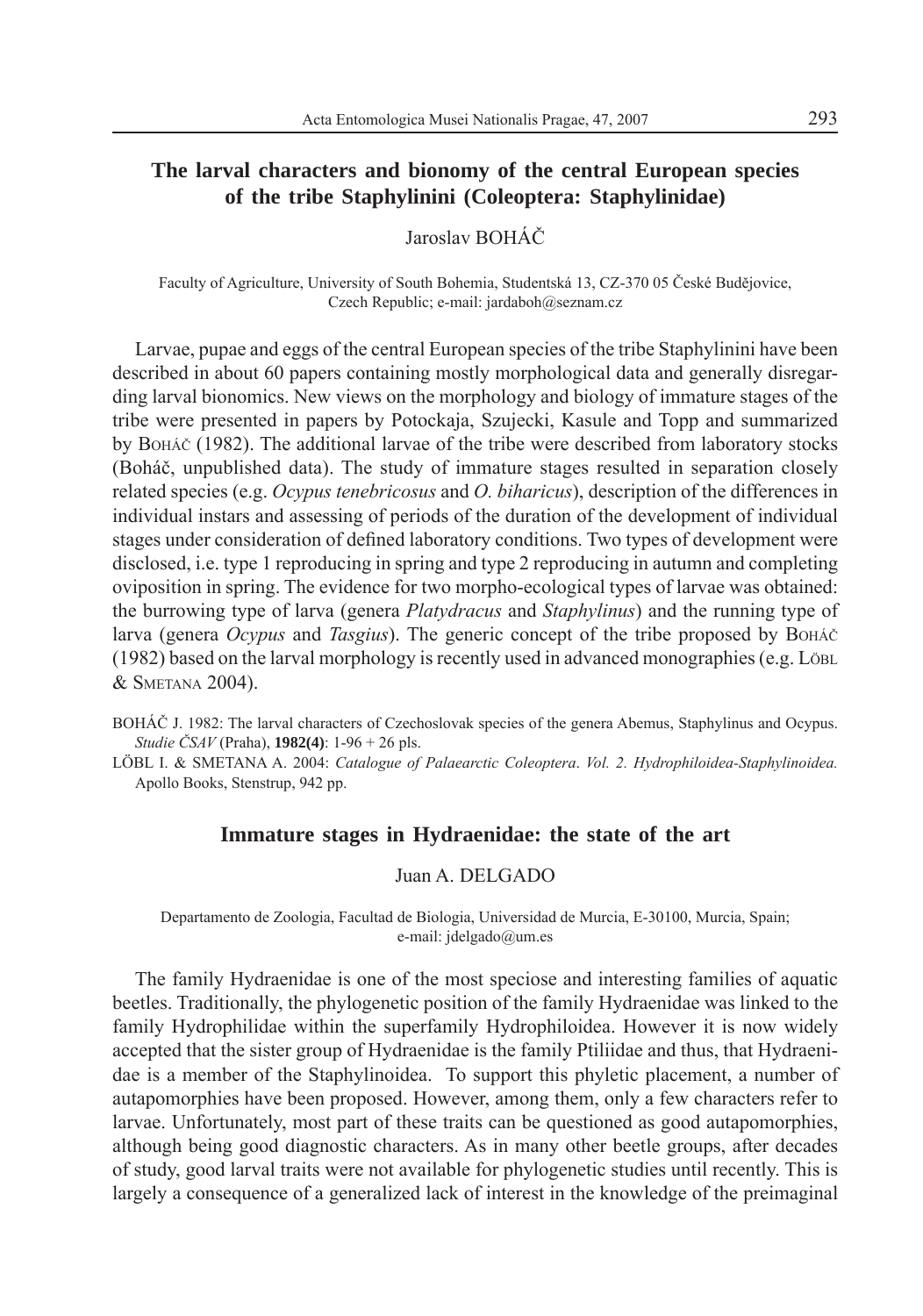## The larval characters and bionomy of the central European species of the tribe Staphylinini (Coleoptera: Staphylinidae)

Jaroslav BOHÁČ

Faculty of Agriculture, University of South Bohemia, Studentská 13, CZ-370 05 České Budějovice, Czech Republic; e-mail: jardaboh@seznam.cz

Larvae, pupae and eggs of the central European species of the tribe Staphylinini have been described in about 60 papers containing mostly morphological data and generally disregarding larval bionomics. New views on the morphology and biology of immature stages of the tribe were presented in papers by Potockaja, Szujecki, Kasule and Topp and summarized by BOHÁČ (1982). The additional larvae of the tribe were described from laboratory stocks (Boháč, unpublished data). The study of immature stages resulted in separation closely related species (e.g. *Ocypus tenebricosus* and *O. biharicus*), description of the differences in individual instars and assessing of periods of the duration of the development of individual stages under consideration of defined laboratory conditions. Two types of development were disclosed, i.e. type 1 reproducing in spring and type 2 reproducing in autumn and completing oviposition in spring. The evidence for two morpho-ecological types of larvae was obtained: the burrowing type of larva (genera *Platydracus* and *Staphylinus*) and the running type of larva (genera *Ocypus* and *Tasgius*). The generic concept of the tribe proposed by BOHÁČ (1982) based on the larval morphology is recently used in advanced monographies (e.g. LÖBL & SMETANA 2004).

BOHÁČ J. 1982: The larval characters of Czechoslovak species of the genera Abemus, Staphylinus and Ocypus. *Studie ČSAV* (Praha), **1982(4)**: 1-96 + 26 pls.

LÖBL I. & SMETANA A. 2004: *Catalogue of Palaearctic Coleoptera. Vol. 2. Hydrophiloidea-Staphylinoidea.* Apollo Books, Stenstrup, 942 pp.

## Immature stages in Hydraenidae: the state of the art

Juan A. DELGADO

Departamento de Zoologia, Facultad de Biologia, Universidad de Murcia, E-30100, Murcia, Spain; e-mail: jdelgado@um.es

The family Hydraenidae is one of the most speciose and interesting families of aquatic beetles. Traditionally, the phylogenetic position of the family Hydraenidae was linked to the family Hydrophilidae within the superfamily Hydrophiloidea. However it is now widely accepted that the sister group of Hydraenidae is the family Ptiliidae and thus, that Hydraenidae is a member of the Staphylinoidea. To support this phyletic placement, a number of autapomorphies have been proposed. However, among them, only a few characters refer to larvae. Unfortunately, most part of these traits can be questioned as good autapomorphies, although being good diagnostic characters. As in many other beetle groups, after decades of study, good larval traits were not available for phylogenetic studies until recently. This is largely a consequence of a generalized lack of interest in the knowledge of the preimaginal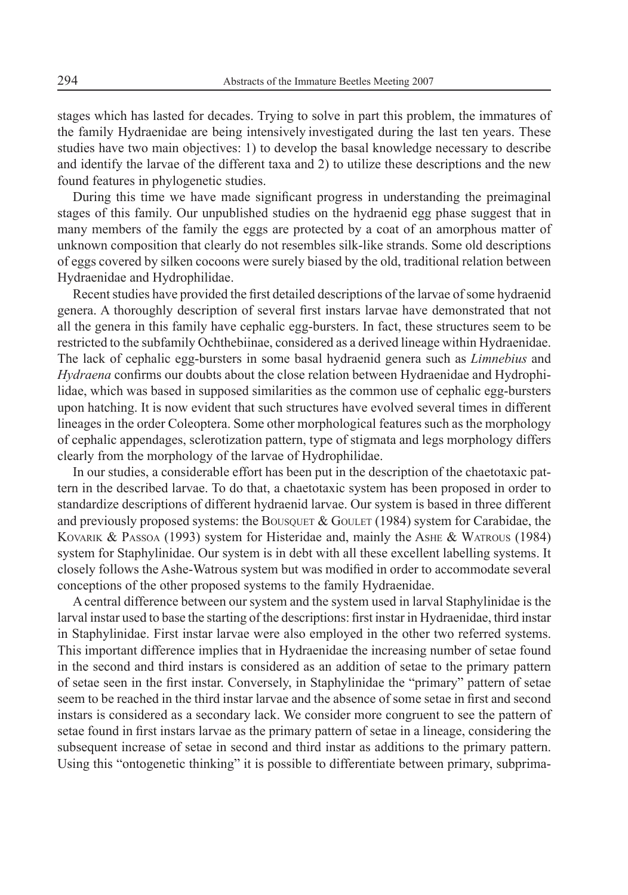stages which has lasted for decades. Trying to solve in part this problem, the immatures of the family Hydraenidae are being intensively investigated during the last ten years. These studies have two main objectives: 1) to develop the basal knowledge necessary to describe and identify the larvae of the different taxa and 2) to utilize these descriptions and the new found features in phylogenetic studies.

During this time we have made significant progress in understanding the preimaginal stages of this family. Our unpublished studies on the hydraenid egg phase suggest that in many members of the family the eggs are protected by a coat of an amorphous matter of unknown composition that clearly do not resembles silk-like strands. Some old descriptions of eggs covered by silken cocoons were surely biased by the old, traditional relation between Hydraenidae and Hydrophilidae.

Recent studies have provided the first detailed descriptions of the larvae of some hydraenid genera. A thoroughly description of several first instars larvae have demonstrated that not all the genera in this family have cephalic egg-bursters. In fact, these structures seem to be restricted to the subfamily Ochthebiinae, considered as a derived lineage within Hydraenidae. The lack of cephalic egg-bursters in some basal hydraenid genera such as *Limnebius* and *Hydraena* confirms our doubts about the close relation between Hydraenidae and Hydrophilidae, which was based in supposed similarities as the common use of cephalic egg-bursters upon hatching. It is now evident that such structures have evolved several times in different lineages in the order Coleoptera. Some other morphological features such as the morphology of cephalic appendages, sclerotization pattern, type of stigmata and legs morphology differs clearly from the morphology of the larvae of Hydrophilidae.

In our studies, a considerable effort has been put in the description of the chaetotaxic pattern in the described larvae. To do that, a chaetotaxic system has been proposed in order to standardize descriptions of different hydraenid larvae. Our system is based in three different and previously proposed systems: the Bousquet & Goulet (1984) system for Carabidae, the Kovarik & Passoa (1993) system for Histeridae and, mainly the Ashe & Watrous (1984) system for Staphylinidae. Our system is in debt with all these excellent labelling systems. It closely follows the Ashe-Watrous system but was modified in order to accommodate several conceptions of the other proposed systems to the family Hydraenidae.

A central difference between our system and the system used in larval Staphylinidae is the larval instar used to base the starting of the descriptions: first instar in Hydraenidae, third instar in Staphylinidae. First instar larvae were also employed in the other two referred systems. This important difference implies that in Hydraenidae the increasing number of setae found in the second and third instars is considered as an addition of setae to the primary pattern of setae seen in the first instar. Conversely, in Staphylinidae the "primary" pattern of setae seem to be reached in the third instar larvae and the absence of some setae in first and second instars is considered as a secondary lack. We consider more congruent to see the pattern of setae found in first instars larvae as the primary pattern of setae in a lineage, considering the subsequent increase of setae in second and third instar as additions to the primary pattern. Using this "ontogenetic thinking" it is possible to differentiate between primary, subprima-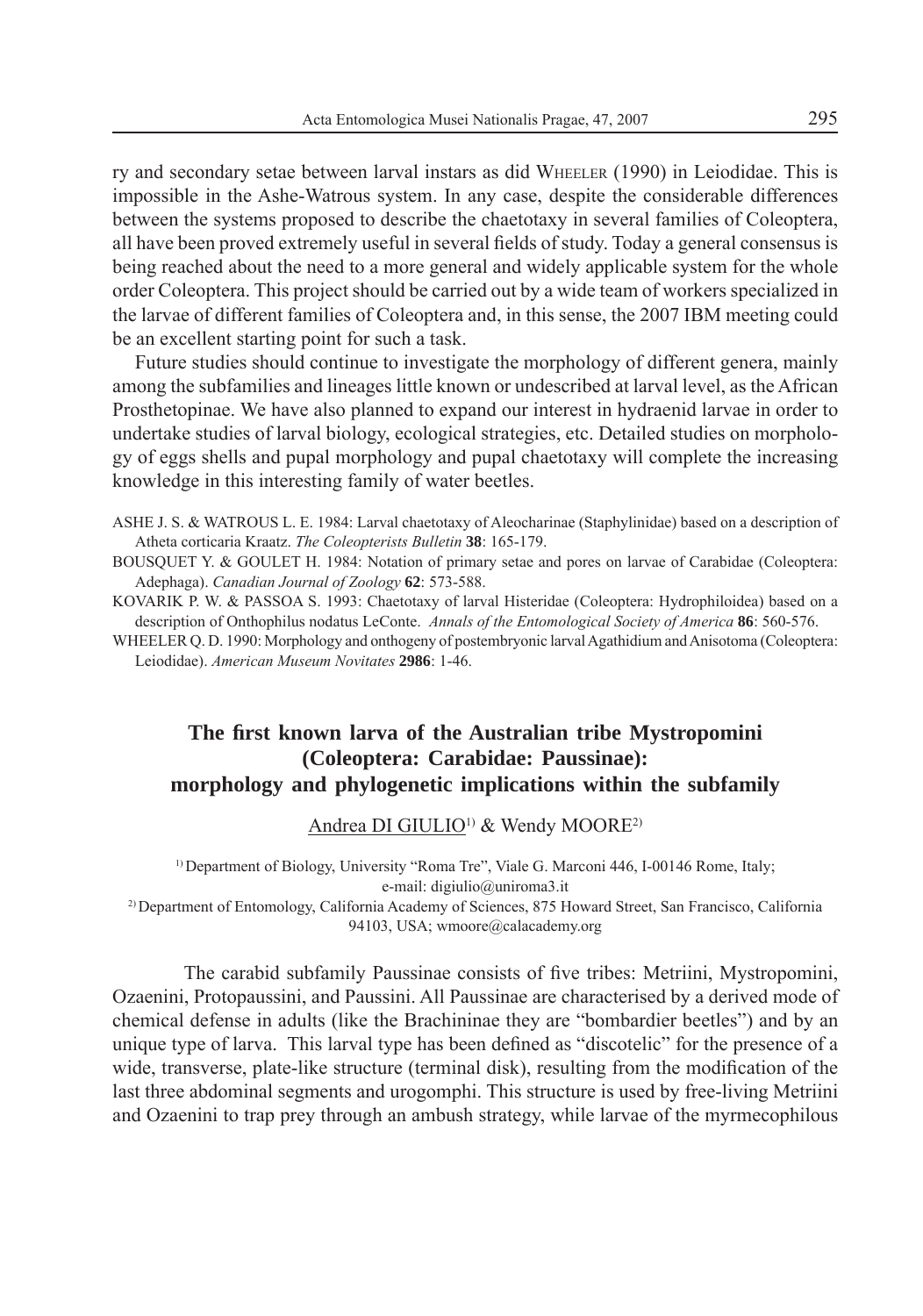ry and secondary setae between larval instars as did WHEELER (1990) in Leiodidae. This is impossible in the Ashe-Watrous system. In any case, despite the considerable differences between the systems proposed to describe the chaetotaxy in several families of Coleoptera, all have been proved extremely useful in several fields of study. Today a general consensus is being reached about the need to a more general and widely applicable system for the whole order Coleoptera. This project should be carried out by a wide team of workers specialized in the larvae of different families of Coleoptera and, in this sense, the 2007 IBM meeting could be an excellent starting point for such a task.

Future studies should continue to investigate the morphology of different genera, mainly among the subfamilies and lineages little known or undescribed at larval level, as the African Prosthetopinae. We have also planned to expand our interest in hydraenid larvae in order to undertake studies of larval biology, ecological strategies, etc. Detailed studies on morphology of eggs shells and pupal morphology and pupal chaetotaxy will complete the increasing knowledge in this interesting family of water beetles.

ASHE J. S. & WATROUS L. E. 1984: Larval chaetotaxy of Aleocharinae (Staphylinidae) based on a description of Atheta corticaria Kraatz. *The Coleopterists Bulletin* **38**: 165-179.

BOUSQUET Y. & GOULET H. 1984: Notation of primary setae and pores on larvae of Carabidae (Coleoptera: Adephaga). *Canadian Journal of Zoology* **62**: 573-588.

KOVARIK P. W. & PASSOA S. 1993: Chaetotaxy of larval Histeridae (Coleoptera: Hydrophiloidea) based on a description of Onthophilus nodatus LeConte. *Annals of the Entomological Society of America* **86**: 560-576.

WHEELER Q. D. 1990: Morphology and onthogeny of postembryonic larval Agathidium and Anisotoma (Coleoptera: Leiodidae). *American Museum Novitates* **2986**: 1-46.

## The first known larva of the Australian tribe Mystropomini (Coleoptera: Carabidae: Paussinae): morphology and phylogenetic implications within the subfamily

Andrea DI GIULIO[1] & Wendy MOORE[2]

[1] Department of Biology, University "Roma Tre", Viale G. Marconi 446, I-00146 Rome, Italy; e-mail: digiulio@uniroma3.it

[2] Department of Entomology, California Academy of Sciences, 875 Howard Street, San Francisco, California 94103, USA; wmoore@calacademy.org

The carabid subfamily Paussinae consists of five tribes: Metriini, Mystropomini, Ozaenini, Protopaussini, and Paussini. All Paussinae are characterised by a derived mode of chemical defense in adults (like the Brachininae they are "bombardier beetles") and by an unique type of larva. This larval type has been defined as "discotelic" for the presence of a wide, transverse, plate-like structure (terminal disk), resulting from the modification of the last three abdominal segments and urogomphi. This structure is used by free-living Metriini and Ozaenini to trap prey through an ambush strategy, while larvae of the myrmecophilous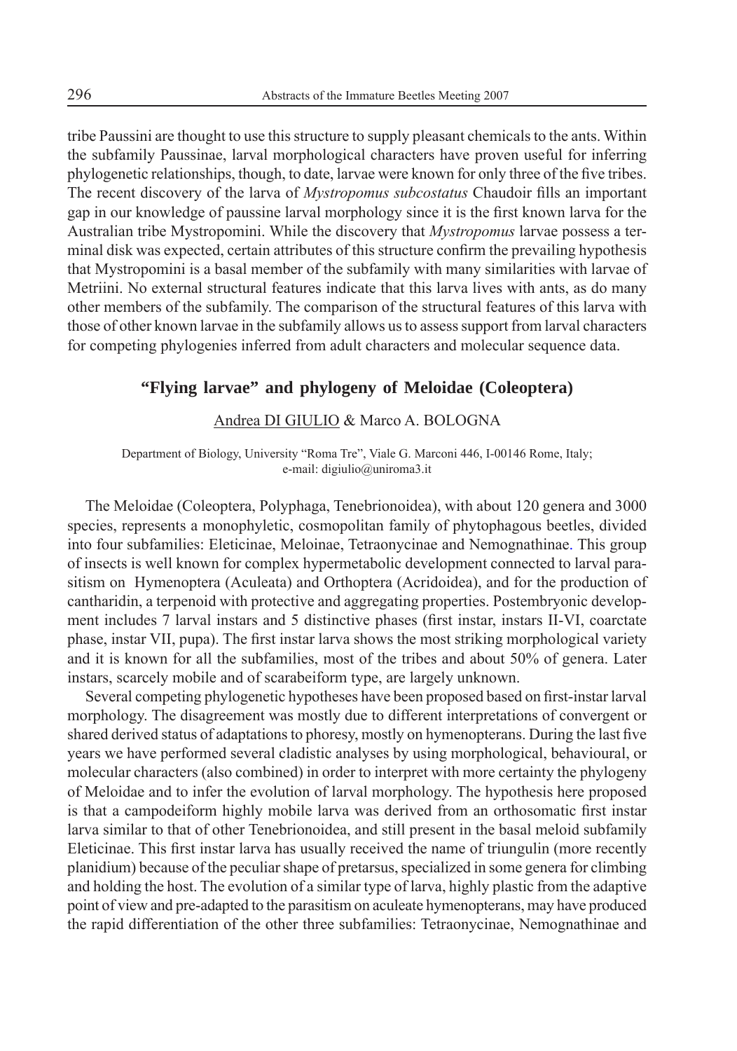tribe Paussini are thought to use this structure to supply pleasant chemicals to the ants. Within the subfamily Paussinae, larval morphological characters have proven useful for inferring phylogenetic relationships, though, to date, larvae were known for only three of the five tribes. The recent discovery of the larva of *Mystropomus subcostatus* Chaudoir fills an important gap in our knowledge of paussine larval morphology since it is the first known larva for the Australian tribe Mystropomini. While the discovery that *Mystropomus* larvae possess a terminal disk was expected, certain attributes of this structure confirm the prevailing hypothesis that Mystropomini is a basal member of the subfamily with many similarities with larvae of Metriini. No external structural features indicate that this larva lives with ants, as do many other members of the subfamily. The comparison of the structural features of this larva with those of other known larvae in the subfamily allows us to assess support from larval characters for competing phylogenies inferred from adult characters and molecular sequence data.

## "Flying larvae" and phylogeny of Meloidae (Coleoptera)

Andrea DI GIULIO & Marco A. BOLOGNA

Department of Biology, University "Roma Tre", Viale G. Marconi 446, I-00146 Rome, Italy; e-mail: digiulio@uniroma3.it

The Meloidae (Coleoptera, Polyphaga, Tenebrionoidea), with about 120 genera and 3000 species, represents a monophyletic, cosmopolitan family of phytophagous beetles, divided into four subfamilies: Eleticinae, Meloinae, Tetraonycinae and Nemognathinae. This group of insects is well known for complex hypermetabolic development connected to larval parasitism on Hymenoptera (Aculeata) and Orthoptera (Acridoidea), and for the production of cantharidin, a terpenoid with protective and aggregating properties. Postembryonic development includes 7 larval instars and 5 distinctive phases (first instar, instars II-VI, coarctate phase, instar VII, pupa). The first instar larva shows the most striking morphological variety and it is known for all the subfamilies, most of the tribes and about 50% of genera. Later instars, scarcely mobile and of scarabeiform type, are largely unknown.

Several competing phylogenetic hypotheses have been proposed based on first-instar larval morphology. The disagreement was mostly due to different interpretations of convergent or shared derived status of adaptations to phoresy, mostly on hymenopterans. During the last five years we have performed several cladistic analyses by using morphological, behavioural, or molecular characters (also combined) in order to interpret with more certainty the phylogeny of Meloidae and to infer the evolution of larval morphology. The hypothesis here proposed is that a campodeiform highly mobile larva was derived from an orthosomatic first instar larva similar to that of other Tenebrionoidea, and still present in the basal meloid subfamily Eleticinae. This first instar larva has usually received the name of triungulin (more recently planidium) because of the peculiar shape of pretarsus, specialized in some genera for climbing and holding the host. The evolution of a similar type of larva, highly plastic from the adaptive point of view and pre-adapted to the parasitism on aculeate hymenopterans, may have produced the rapid differentiation of the other three subfamilies: Tetraonycinae, Nemognathinae and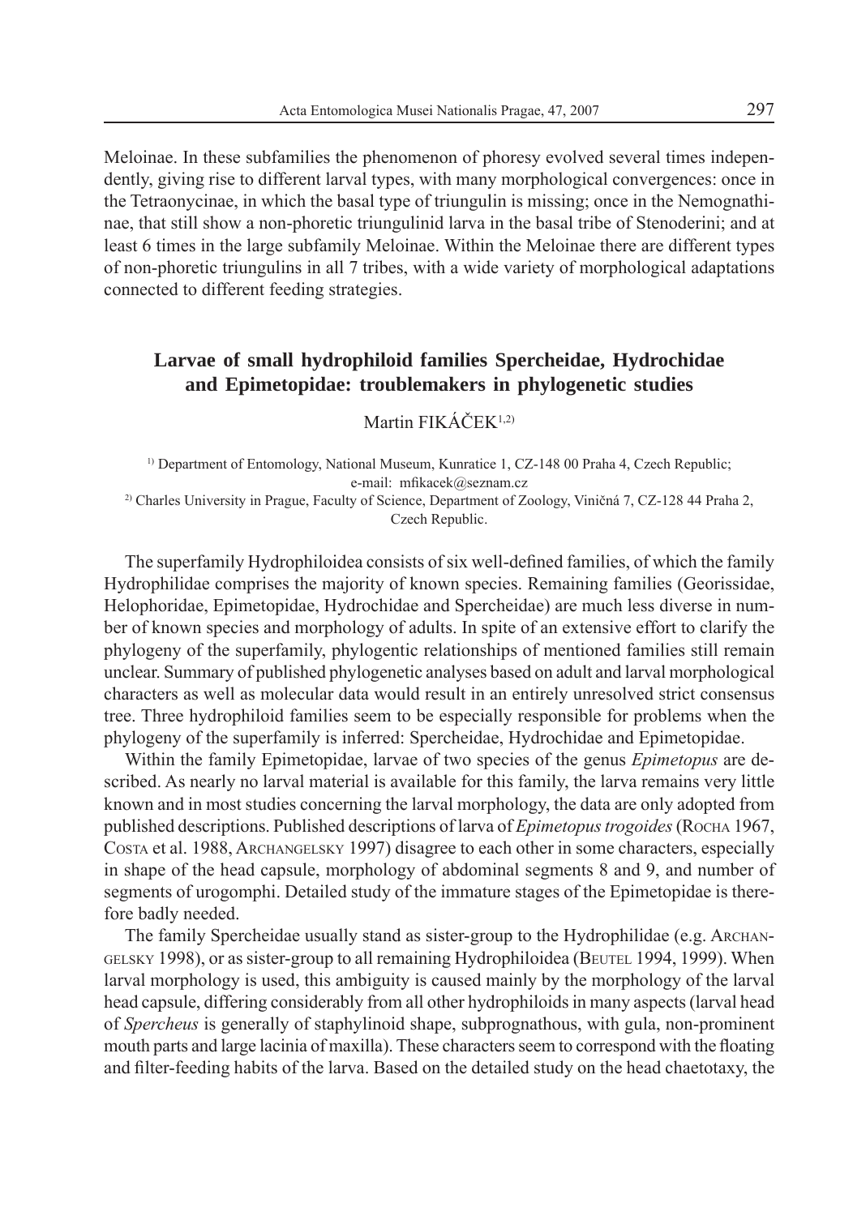Meloinae. In these subfamilies the phenomenon of phoresy evolved several times independently, giving rise to different larval types, with many morphological convergences: once in the Tetraonycinae, in which the basal type of triungulin is missing; once in the Nemognathinae, that still show a non-phoretic triungulinid larva in the basal tribe of Stenoderini; and at least 6 times in the large subfamily Meloinae. Within the Meloinae there are different types of non-phoretic triungulins in all 7 tribes, with a wide variety of morphological adaptations connected to different feeding strategies.

## Larvae of small hydrophiloid families Spercheidae, Hydrochidae and Epimetopidae: troublemakers in phylogenetic studies

Martin FIKÁČEK[1,2)]

[1)] Department of Entomology, National Museum, Kunratice 1, CZ-148 00 Praha 4, Czech Republic; e-mail: mfikacek@seznam.cz

[2)] Charles University in Prague, Faculty of Science, Department of Zoology, Viničná 7, CZ-128 44 Praha 2, Czech Republic.

The superfamily Hydrophiloidea consists of six well-defined families, of which the family Hydrophilidae comprises the majority of known species. Remaining families (Georissidae, Helophoridae, Epimetopidae, Hydrochidae and Spercheidae) are much less diverse in number of known species and morphology of adults. In spite of an extensive effort to clarify the phylogeny of the superfamily, phylogentic relationships of mentioned families still remain unclear. Summary of published phylogenetic analyses based on adult and larval morphological characters as well as molecular data would result in an entirely unresolved strict consensus tree. Three hydrophiloid families seem to be especially responsible for problems when the phylogeny of the superfamily is inferred: Spercheidae, Hydrochidae and Epimetopidae.

Within the family Epimetopidae, larvae of two species of the genus *Epimetopus* are described. As nearly no larval material is available for this family, the larva remains very little known and in most studies concerning the larval morphology, the data are only adopted from published descriptions. Published descriptions of larva of *Epimetopus trogoides* (ROCHA 1967, COSTA et al. 1988, ARCHANGELSKY 1997) disagree to each other in some characters, especially in shape of the head capsule, morphology of abdominal segments 8 and 9, and number of segments of urogomphi. Detailed study of the immature stages of the Epimetopidae is therefore badly needed.

The family Spercheidae usually stand as sister-group to the Hydrophilidae (e.g. ARCHANGELSKY 1998), or as sister-group to all remaining Hydrophiloidea (BEUTEL 1994, 1999). When larval morphology is used, this ambiguity is caused mainly by the morphology of the larval head capsule, differing considerably from all other hydrophiloids in many aspects (larval head of *Spercheus* is generally of staphylinoid shape, subprognathous, with gula, non-prominent mouth parts and large lacinia of maxilla). These characters seem to correspond with the floating and filter-feeding habits of the larva. Based on the detailed study on the head chaetotaxy, the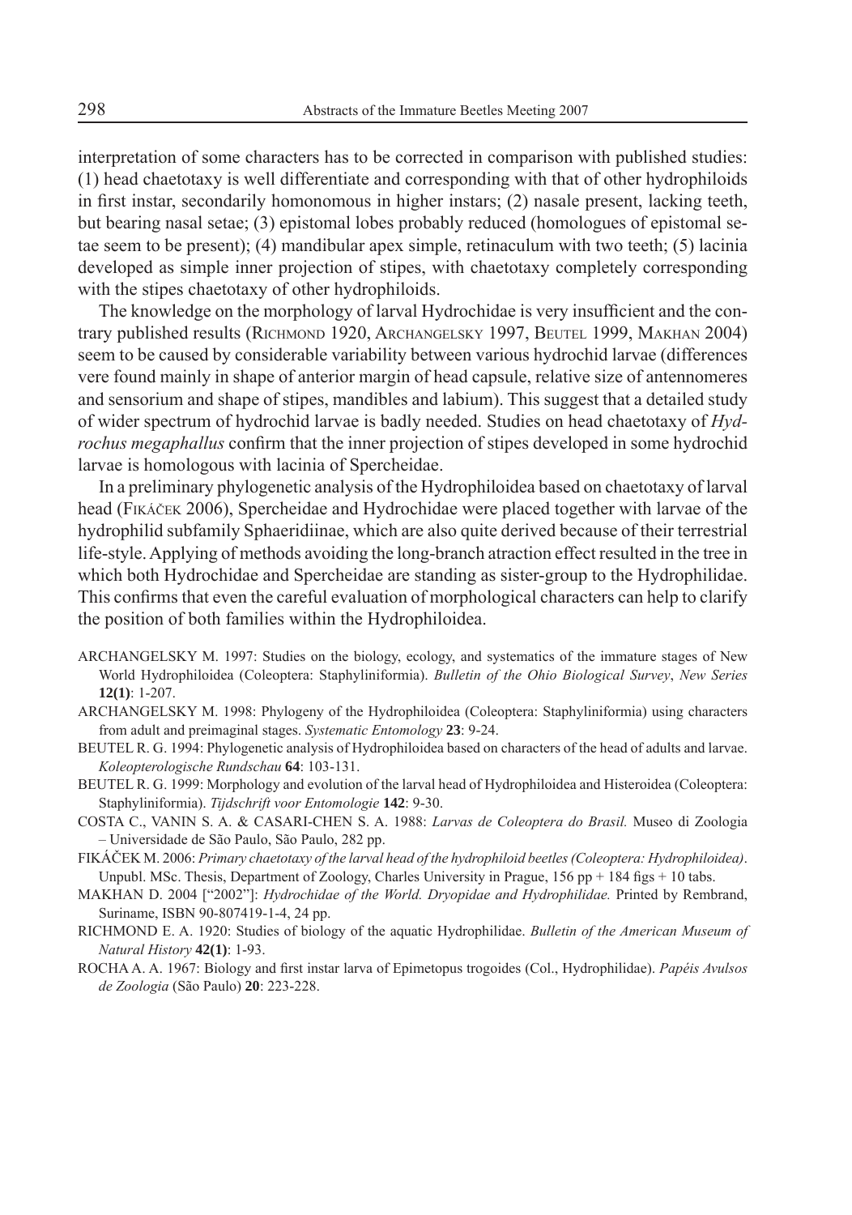interpretation of some characters has to be corrected in comparison with published studies: (1) head chaetotaxy is well differentiate and corresponding with that of other hydrophiloids in first instar, secondarily homonomous in higher instars; (2) nasale present, lacking teeth, but bearing nasal setae; (3) epistomal lobes probably reduced (homologues of epistomal setae seem to be present); (4) mandibular apex simple, retinaculum with two teeth; (5) lacinia developed as simple inner projection of stipes, with chaetotaxy completely corresponding with the stipes chaetotaxy of other hydrophiloids.

The knowledge on the morphology of larval Hydrochidae is very insufficient and the contrary published results (Richmond 1920, Archangelsky 1997, Beutel 1999, Makhan 2004) seem to be caused by considerable variability between various hydrochid larvae (differences vere found mainly in shape of anterior margin of head capsule, relative size of antennomeres and sensorium and shape of stipes, mandibles and labium). This suggest that a detailed study of wider spectrum of hydrochid larvae is badly needed. Studies on head chaetotaxy of *Hydrochus megaphallus* confirm that the inner projection of stipes developed in some hydrochid larvae is homologous with lacinia of Spercheidae.

In a preliminary phylogenetic analysis of the Hydrophiloidea based on chaetotaxy of larval head (Fikáček 2006), Spercheidae and Hydrochidae were placed together with larvae of the hydrophilid subfamily Sphaeridiinae, which are also quite derived because of their terrestrial life-style. Applying of methods avoiding the long-branch atraction effect resulted in the tree in which both Hydrochidae and Spercheidae are standing as sister-group to the Hydrophilidae. This confirms that even the careful evaluation of morphological characters can help to clarify the position of both families within the Hydrophiloidea.

ARCHANGELSKY M. 1997: Studies on the biology, ecology, and systematics of the immature stages of New World Hydrophiloidea (Coleoptera: Staphyliniformia). *Bulletin of the Ohio Biological Survey*, *New Series* **12(1)**: 1-207.

ARCHANGELSKY M. 1998: Phylogeny of the Hydrophiloidea (Coleoptera: Staphyliniformia) using characters from adult and preimaginal stages. *Systematic Entomology* **23**: 9-24.

BEUTEL R. G. 1994: Phylogenetic analysis of Hydrophiloidea based on characters of the head of adults and larvae. *Koleopterologische Rundschau* **64**: 103-131.

BEUTEL R. G. 1999: Morphology and evolution of the larval head of Hydrophiloidea and Histeroidea (Coleoptera: Staphyliniformia). *Tijdschrift voor Entomologie* **142**: 9-30.

COSTA C., VANIN S. A. & CASARI-CHEN S. A. 1988: *Larvas de Coleoptera do Brasil.* Museo di Zoologia – Universidade de São Paulo, São Paulo, 282 pp.

FIKÁČEK M. 2006: *Primary chaetotaxy of the larval head of the hydrophiloid beetles (Coleoptera: Hydrophiloidea)*. Unpubl. MSc. Thesis, Department of Zoology, Charles University in Prague, 156 pp + 184 figs + 10 tabs.

MAKHAN D. 2004 ["2002"]: *Hydrochidae of the World. Dryopidae and Hydrophilidae.* Printed by Rembrand, Suriname, ISBN 90-807419-1-4, 24 pp.

RICHMOND E. A. 1920: Studies of biology of the aquatic Hydrophilidae. *Bulletin of the American Museum of Natural History* **42(1)**: 1-93.

ROCHA A. A. 1967: Biology and first instar larva of Epimetopus trogoides (Col., Hydrophilidae). *Papéis Avulsos de Zoologia* (São Paulo) **20**: 223-228.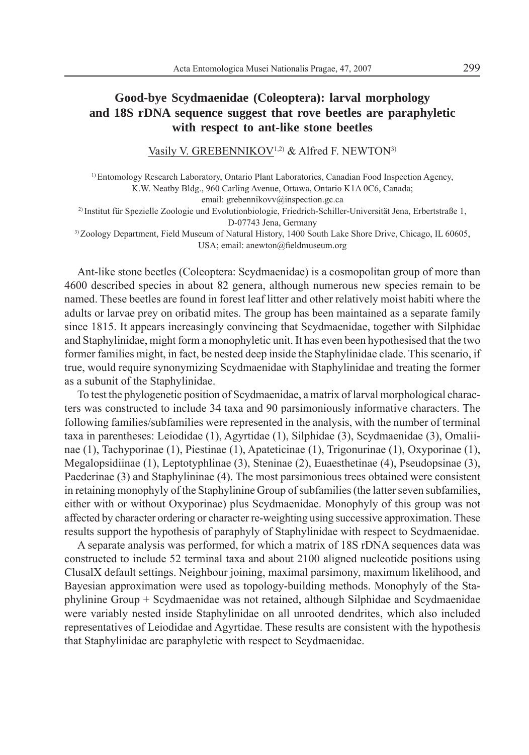## Good-bye Scydmaenidae (Coleoptera): larval morphology and 18S rDNA sequence suggest that rove beetles are paraphyletic with respect to ant-like stone beetles

Vasily V. GREBENNIKOV[1,2] & Alfred F. NEWTON[3]

[1] Entomology Research Laboratory, Ontario Plant Laboratories, Canadian Food Inspection Agency, K.W. Neatby Bldg., 960 Carling Avenue, Ottawa, Ontario K1A 0C6, Canada; email: grebennikovv@inspection.gc.ca

[2] Institut für Spezielle Zoologie und Evolutionbiologie, Friedrich-Schiller-Universität Jena, Erbertstraße 1, D-07743 Jena, Germany

[3] Zoology Department, Field Museum of Natural History, 1400 South Lake Shore Drive, Chicago, IL 60605, USA; email: anewton@fieldmuseum.org

Ant-like stone beetles (Coleoptera: Scydmaenidae) is a cosmopolitan group of more than 4600 described species in about 82 genera, although numerous new species remain to be named. These beetles are found in forest leaf litter and other relatively moist habiti where the adults or larvae prey on oribatid mites. The group has been maintained as a separate family since 1815. It appears increasingly convincing that Scydmaenidae, together with Silphidae and Staphylinidae, might form a monophyletic unit. It has even been hypothesised that the two former families might, in fact, be nested deep inside the Staphylinidae clade. This scenario, if true, would require synonymizing Scydmaenidae with Staphylinidae and treating the former as a subunit of the Staphylinidae.

To test the phylogenetic position of Scydmaenidae, a matrix of larval morphological characters was constructed to include 34 taxa and 90 parsimoniously informative characters. The following families/subfamilies were represented in the analysis, with the number of terminal taxa in parentheses: Leiodidae (1), Agyrtidae (1), Silphidae (3), Scydmaenidae (3), Omaliinae (1), Tachyporinae (1), Piestinae (1), Apateticinae (1), Trigonurinae (1), Oxyporinae (1), Megalopsidiinae (1), Leptotyphlinae (3), Steninae (2), Euaesthetinae (4), Pseudopsinae (3), Paederinae (3) and Staphylininae (4). The most parsimonious trees obtained were consistent in retaining monophyly of the Staphylinine Group of subfamilies (the latter seven subfamilies, either with or without Oxyporinae) plus Scydmaenidae. Monophyly of this group was not affected by character ordering or character re-weighting using successive approximation. These results support the hypothesis of paraphyly of Staphylinidae with respect to Scydmaenidae.

A separate analysis was performed, for which a matrix of 18S rDNA sequences data was constructed to include 52 terminal taxa and about 2100 aligned nucleotide positions using ClusalX default settings. Neighbour joining, maximal parsimony, maximum likelihood, and Bayesian approximation were used as topology-building methods. Monophyly of the Staphylinine Group + Scydmaenidae was not retained, although Silphidae and Scydmaenidae were variably nested inside Staphylinidae on all unrooted dendrites, which also included representatives of Leiodidae and Agyrtidae. These results are consistent with the hypothesis that Staphylinidae are paraphyletic with respect to Scydmaenidae.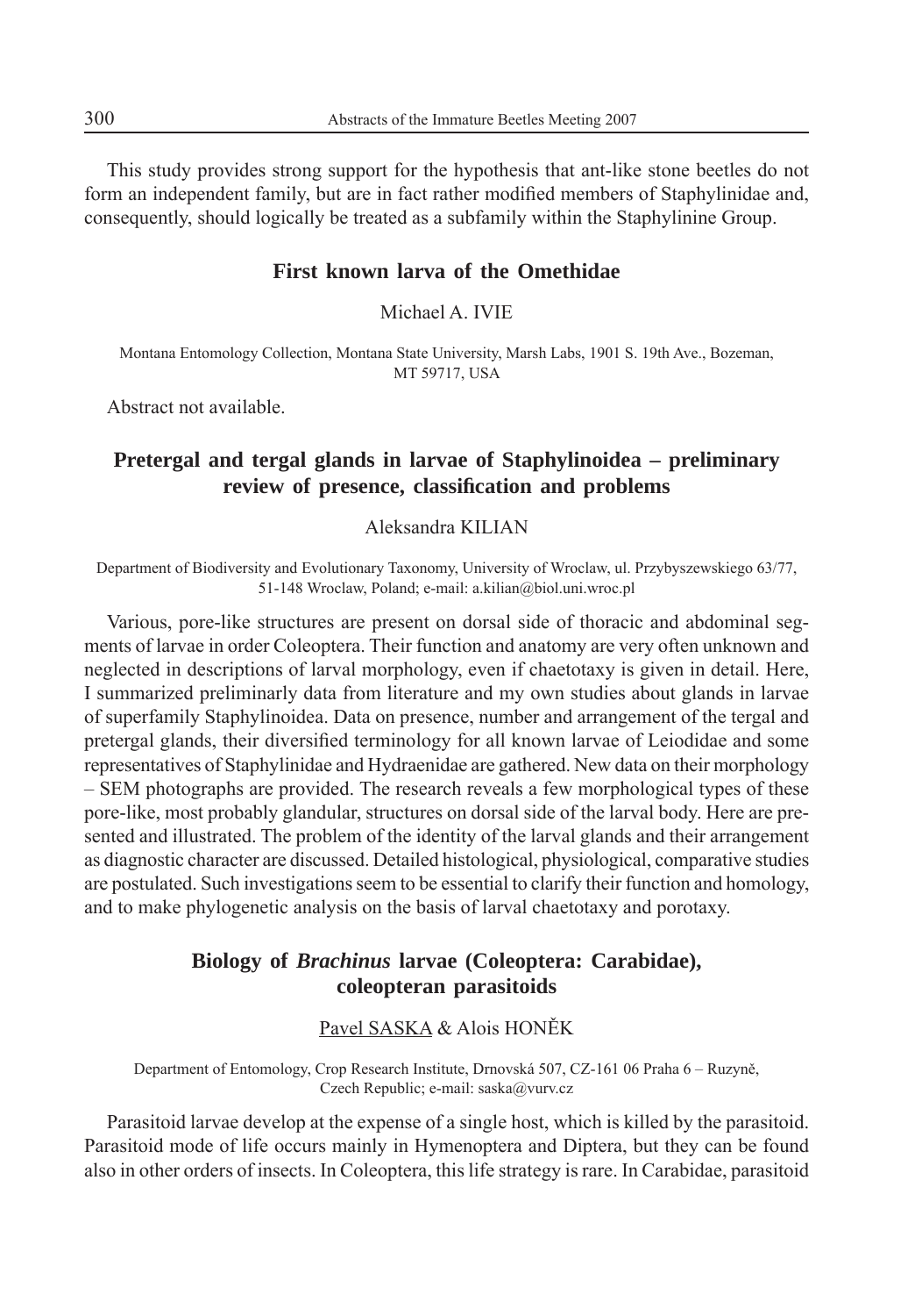This study provides strong support for the hypothesis that ant-like stone beetles do not form an independent family, but are in fact rather modified members of Staphylinidae and, consequently, should logically be treated as a subfamily within the Staphylinine Group.

## First known larva of the Omethidae

Michael A. IVIE

Montana Entomology Collection, Montana State University, Marsh Labs, 1901 S. 19th Ave., Bozeman, MT 59717, USA

Abstract not available.

## Pretergal and tergal glands in larvae of Staphylinoidea – preliminary review of presence, classification and problems

Aleksandra KILIAN

Department of Biodiversity and Evolutionary Taxonomy, University of Wroclaw, ul. Przybyszewskiego 63/77, 51-148 Wroclaw, Poland; e-mail: a.kilian@biol.uni.wroc.pl

Various, pore-like structures are present on dorsal side of thoracic and abdominal segments of larvae in order Coleoptera. Their function and anatomy are very often unknown and neglected in descriptions of larval morphology, even if chaetotaxy is given in detail. Here, I summarized preliminarly data from literature and my own studies about glands in larvae of superfamily Staphylinoidea. Data on presence, number and arrangement of the tergal and pretergal glands, their diversified terminology for all known larvae of Leiodidae and some representatives of Staphylinidae and Hydraenidae are gathered. New data on their morphology – SEM photographs are provided. The research reveals a few morphological types of these pore-like, most probably glandular, structures on dorsal side of the larval body. Here are presented and illustrated. The problem of the identity of the larval glands and their arrangement as diagnostic character are discussed. Detailed histological, physiological, comparative studies are postulated. Such investigations seem to be essential to clarify their function and homology, and to make phylogenetic analysis on the basis of larval chaetotaxy and porotaxy.

## Biology of *Brachinus* larvae (Coleoptera: Carabidae), coleopteran parasitoids

Pavel SASKA & Alois HONĚK

Department of Entomology, Crop Research Institute, Drnovská 507, CZ-161 06 Praha 6 – Ruzyně, Czech Republic; e-mail: saska@vurv.cz

Parasitoid larvae develop at the expense of a single host, which is killed by the parasitoid. Parasitoid mode of life occurs mainly in Hymenoptera and Diptera, but they can be found also in other orders of insects. In Coleoptera, this life strategy is rare. In Carabidae, parasitoid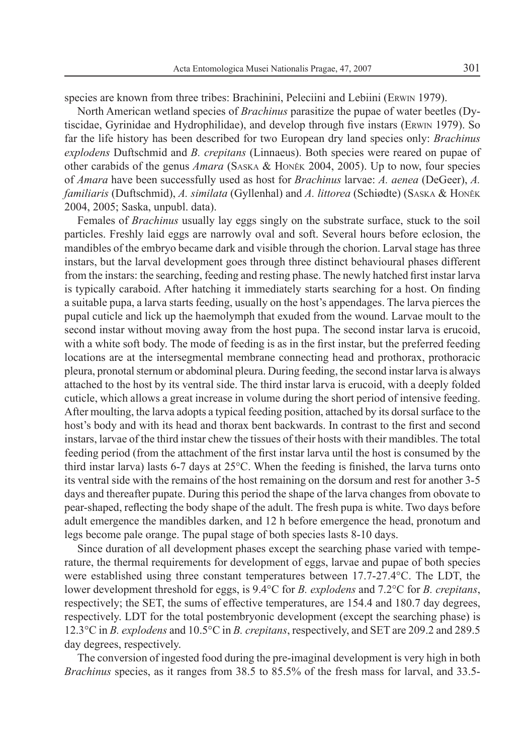species are known from three tribes: Brachinini, Peleciini and Lebiini (Erwin 1979).

North American wetland species of *Brachinus* parasitize the pupae of water beetles (Dytiscidae, Gyrinidae and Hydrophilidae), and develop through five instars (Erwin 1979). So far the life history has been described for two European dry land species only: *Brachinus explodens* Duftschmid and *B. crepitans* (Linnaeus). Both species were reared on pupae of other carabids of the genus *Amara* (Saska & Honěk 2004, 2005). Up to now, four species of *Amara* have been successfully used as host for *Brachinus* larvae: *A. aenea* (DeGeer), *A. familiaris* (Duftschmid), *A. similata* (Gyllenhal) and *A. littorea* (Schiødte) (Saska & Honěk 2004, 2005; Saska, unpubl. data).

Females of *Brachinus* usually lay eggs singly on the substrate surface, stuck to the soil particles. Freshly laid eggs are narrowly oval and soft. Several hours before eclosion, the mandibles of the embryo became dark and visible through the chorion. Larval stage has three instars, but the larval development goes through three distinct behavioural phases different from the instars: the searching, feeding and resting phase. The newly hatched first instar larva is typically caraboid. After hatching it immediately starts searching for a host. On finding a suitable pupa, a larva starts feeding, usually on the host's appendages. The larva pierces the pupal cuticle and lick up the haemolymph that exuded from the wound. Larvae moult to the second instar without moving away from the host pupa. The second instar larva is erucoid, with a white soft body. The mode of feeding is as in the first instar, but the preferred feeding locations are at the intersegmental membrane connecting head and prothorax, prothoracic pleura, pronotal sternum or abdominal pleura. During feeding, the second instar larva is always attached to the host by its ventral side. The third instar larva is erucoid, with a deeply folded cuticle, which allows a great increase in volume during the short period of intensive feeding. After moulting, the larva adopts a typical feeding position, attached by its dorsal surface to the host's body and with its head and thorax bent backwards. In contrast to the first and second instars, larvae of the third instar chew the tissues of their hosts with their mandibles. The total feeding period (from the attachment of the first instar larva until the host is consumed by the third instar larva) lasts 6-7 days at 25°C. When the feeding is finished, the larva turns onto its ventral side with the remains of the host remaining on the dorsum and rest for another 3-5 days and thereafter pupate. During this period the shape of the larva changes from obovate to pear-shaped, reflecting the body shape of the adult. The fresh pupa is white. Two days before adult emergence the mandibles darken, and 12 h before emergence the head, pronotum and legs become pale orange. The pupal stage of both species lasts 8-10 days.

Since duration of all development phases except the searching phase varied with temperature, the thermal requirements for development of eggs, larvae and pupae of both species were established using three constant temperatures between 17.7-27.4°C. The LDT, the lower development threshold for eggs, is 9.4°C for *B. explodens* and 7.2°C for *B. crepitans*, respectively; the SET, the sums of effective temperatures, are 154.4 and 180.7 day degrees, respectively. LDT for the total postembryonic development (except the searching phase) is 12.3°C in *B. explodens* and 10.5°C in *B. crepitans*, respectively, and SET are 209.2 and 289.5 day degrees, respectively.

The conversion of ingested food during the pre-imaginal development is very high in both *Brachinus* species, as it ranges from 38.5 to 85.5% of the fresh mass for larval, and 33.5-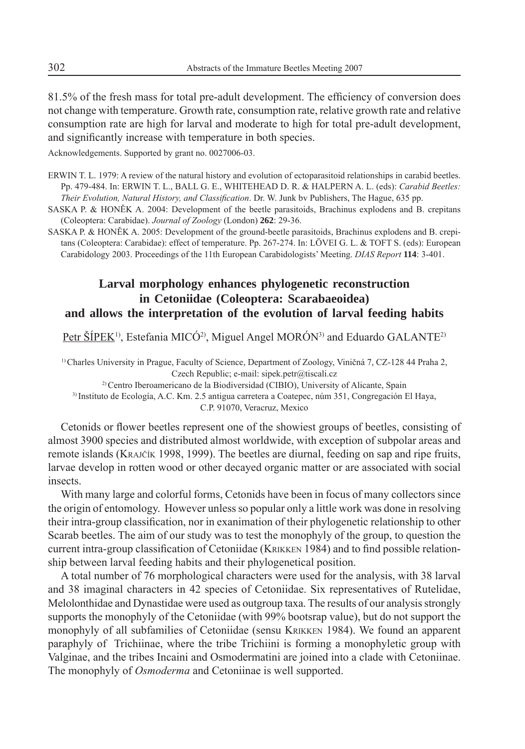81.5% of the fresh mass for total pre-adult development. The efficiency of conversion does not change with temperature. Growth rate, consumption rate, relative growth rate and relative consumption rate are high for larval and moderate to high for total pre-adult development, and significantly increase with temperature in both species.

Acknowledgements. Supported by grant no. 0027006-03.

ERWIN T. L. 1979: A review of the natural history and evolution of ectoparasitoid relationships in carabid beetles. Pp. 479-484. In: ERWIN T. L., BALL G. E., WHITEHEAD D. R. & HALPERN A. L. (eds): *Carabid Beetles: Their Evolution, Natural History, and Classification*. Dr. W. Junk bv Publishers, The Hague, 635 pp.

SASKA P. & HONĚK A. 2004: Development of the beetle parasitoids, Brachinus explodens and B. crepitans (Coleoptera: Carabidae). *Journal of Zoology* (London) **262**: 29-36.

SASKA P. & HONĚK A. 2005: Development of the ground-beetle parasitoids, Brachinus explodens and B. crepitans (Coleoptera: Carabidae): effect of temperature. Pp. 267-274. In: LÖVEI G. L. & TOFT S. (eds): European Carabidology 2003. Proceedings of the 11th European Carabidologists' Meeting. *DIAS Report* **114**: 3-401.

## Larval morphology enhances phylogenetic reconstruction in Cetoniidae (Coleoptera: Scarabaeoidea) and allows the interpretation of the evolution of larval feeding habits

Petr ŠÍPEK[1], Estefania MICÓ[2], Miguel Angel MORÓN[3] and Eduardo GALANTE[2]

[1] Charles University in Prague, Faculty of Science, Department of Zoology, Viničná 7, CZ-128 44 Praha 2, Czech Republic; e-mail: sipek.petr@tiscali.cz

[2] Centro Iberoamericano de la Biodiversidad (CIBIO), University of Alicante, Spain

[3] Instituto de Ecología, A.C. Km. 2.5 antigua carretera a Coatepec, núm 351, Congregación El Haya, C.P. 91070, Veracruz, Mexico

Cetonids or flower beetles represent one of the showiest groups of beetles, consisting of almost 3900 species and distributed almost worldwide, with exception of subpolar areas and remote islands (KRAJČÍK 1998, 1999). The beetles are diurnal, feeding on sap and ripe fruits, larvae develop in rotten wood or other decayed organic matter or are associated with social insects.

With many large and colorful forms, Cetonids have been in focus of many collectors since the origin of entomology. However unless so popular only a little work was done in resolving their intra-group classification, nor in exanimation of their phylogenetic relationship to other Scarab beetles. The aim of our study was to test the monophyly of the group, to question the current intra-group classification of Cetoniidae (KRIKKEN 1984) and to find possible relationship between larval feeding habits and their phylogenetical position.

A total number of 76 morphological characters were used for the analysis, with 38 larval and 38 imaginal characters in 42 species of Cetoniidae. Six representatives of Rutelidae, Melolonthidae and Dynastidae were used as outgroup taxa. The results of our analysis strongly supports the monophyly of the Cetoniidae (with 99% bootsrap value), but do not support the monophyly of all subfamilies of Cetoniidae (sensu KRIKKEN 1984). We found an apparent paraphyly of Trichiinae, where the tribe Trichiini is forming a monophyletic group with Valginae, and the tribes Incaini and Osmodermatini are joined into a clade with Cetoniinae. The monophyly of *Osmoderma* and Cetoniinae is well supported.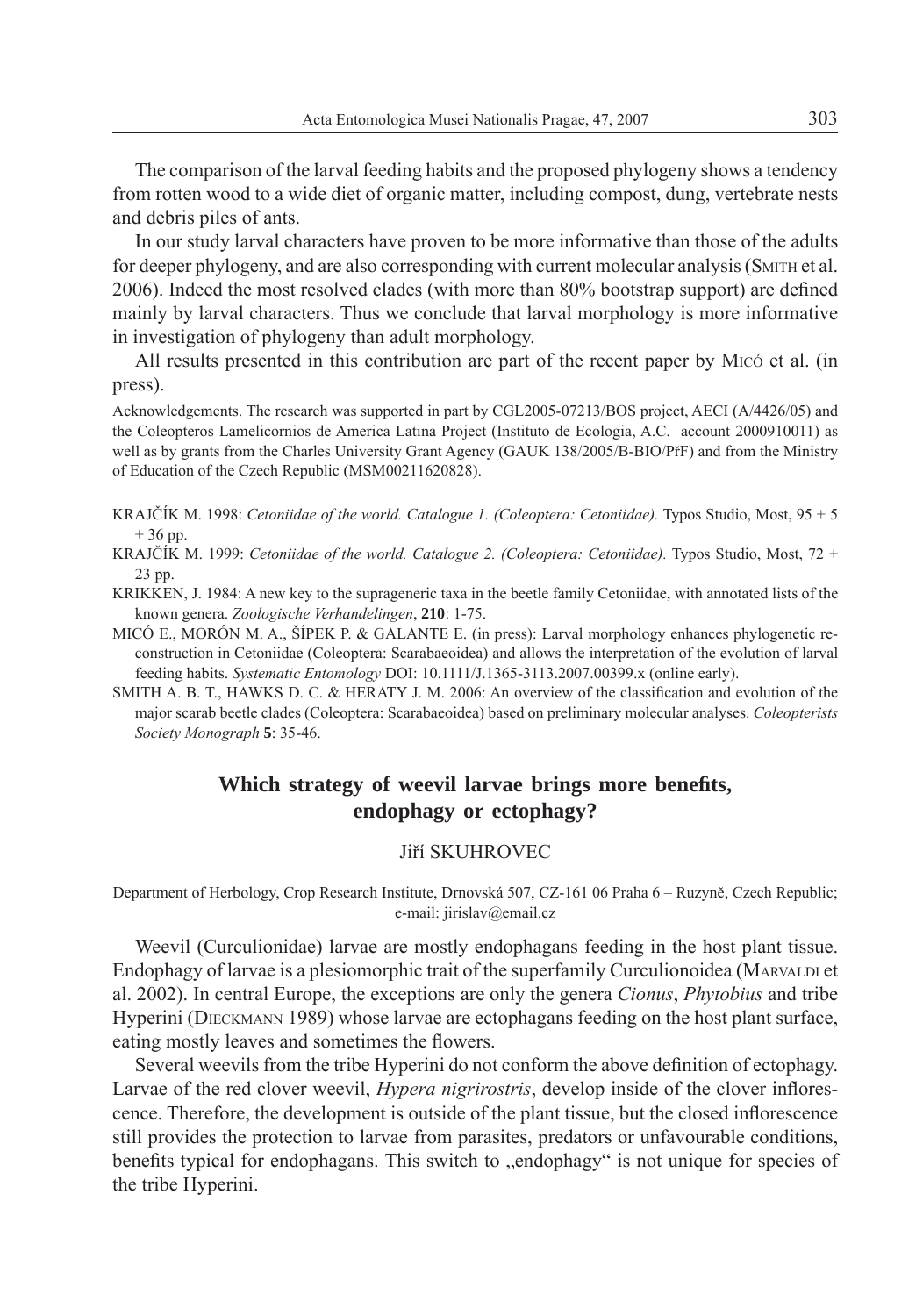The comparison of the larval feeding habits and the proposed phylogeny shows a tendency from rotten wood to a wide diet of organic matter, including compost, dung, vertebrate nests and debris piles of ants.

In our study larval characters have proven to be more informative than those of the adults for deeper phylogeny, and are also corresponding with current molecular analysis (Smith et al. 2006). Indeed the most resolved clades (with more than 80% bootstrap support) are defined mainly by larval characters. Thus we conclude that larval morphology is more informative in investigation of phylogeny than adult morphology.

All results presented in this contribution are part of the recent paper by Micó et al. (in press).

Acknowledgements. The research was supported in part by CGL2005-07213/BOS project, AECI (A/4426/05) and the Coleopteros Lamelicornios de America Latina Project (Instituto de Ecologia, A.C. account 2000910011) as well as by grants from the Charles University Grant Agency (GAUK 138/2005/B-BIO/PřF) and from the Ministry of Education of the Czech Republic (MSM00211620828).

KRAJČÍK M. 1998: *Cetoniidae of the world. Catalogue 1. (Coleoptera: Cetoniidae).* Typos Studio, Most, 95 + 5 + 36 pp.

KRAJČÍK M. 1999: *Cetoniidae of the world. Catalogue 2. (Coleoptera: Cetoniidae).* Typos Studio, Most, 72 + 23 pp.

KRIKKEN, J. 1984: A new key to the suprageneric taxa in the beetle family Cetoniidae, with annotated lists of the known genera. *Zoologische Verhandelingen*, **210**: 1-75.

MICÓ E., MORÓN M. A., ŠÍPEK P. & GALANTE E. (in press): Larval morphology enhances phylogenetic reconstruction in Cetoniidae (Coleoptera: Scarabaeoidea) and allows the interpretation of the evolution of larval feeding habits. *Systematic Entomology* DOI: 10.1111/J.1365-3113.2007.00399.x (online early).

SMITH A. B. T., HAWKS D. C. & HERATY J. M. 2006: An overview of the classification and evolution of the major scarab beetle clades (Coleoptera: Scarabaeoidea) based on preliminary molecular analyses. *Coleopterists Society Monograph* **5**: 35-46.

## Which strategy of weevil larvae brings more benefits, endophagy or ectophagy?

Jiří SKUHROVEC

Department of Herbology, Crop Research Institute, Drnovská 507, CZ-161 06 Praha 6 – Ruzyně, Czech Republic; e-mail: jirislav@email.cz

Weevil (Curculionidae) larvae are mostly endophagans feeding in the host plant tissue. Endophagy of larvae is a plesiomorphic trait of the superfamily Curculionoidea (Marvaldi et al. 2002). In central Europe, the exceptions are only the genera *Cionus*, *Phytobius* and tribe Hyperini (Dieckmann 1989) whose larvae are ectophagans feeding on the host plant surface, eating mostly leaves and sometimes the flowers.

Several weevils from the tribe Hyperini do not conform the above definition of ectophagy. Larvae of the red clover weevil, *Hypera nigrirostris*, develop inside of the clover inflorescence. Therefore, the development is outside of the plant tissue, but the closed inflorescence still provides the protection to larvae from parasites, predators or unfavourable conditions, benefits typical for endophagans. This switch to „endophagy" is not unique for species of the tribe Hyperini.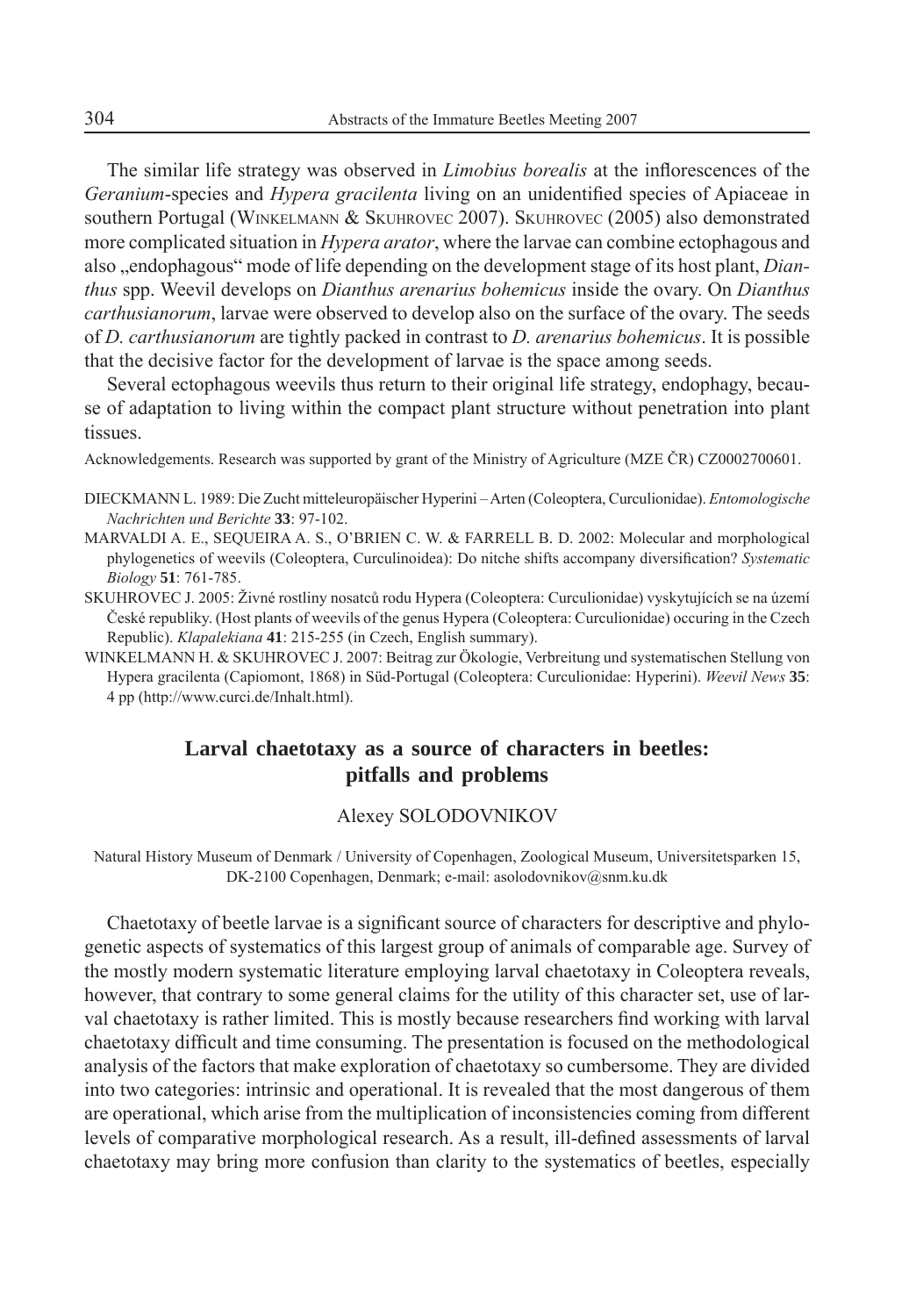The similar life strategy was observed in *Limobius borealis* at the inflorescences of the *Geranium*-species and *Hypera gracilenta* living on an unidentified species of Apiaceae in southern Portugal (Winkelmann & Skuhrovec 2007). Skuhrovec (2005) also demonstrated more complicated situation in *Hypera arator*, where the larvae can combine ectophagous and also „endophagous" mode of life depending on the development stage of its host plant, *Dianthus* spp. Weevil develops on *Dianthus arenarius bohemicus* inside the ovary. On *Dianthus carthusianorum*, larvae were observed to develop also on the surface of the ovary. The seeds of *D. carthusianorum* are tightly packed in contrast to *D. arenarius bohemicus*. It is possible that the decisive factor for the development of larvae is the space among seeds.

Several ectophagous weevils thus return to their original life strategy, endophagy, because of adaptation to living within the compact plant structure without penetration into plant tissues.

Acknowledgements. Research was supported by grant of the Ministry of Agriculture (MZE ČR) CZ0002700601.

DIECKMANN L. 1989: Die Zucht mitteleuropäischer Hyperini – Arten (Coleoptera, Curculionidae). *Entomologische Nachrichten und Berichte* **33**: 97-102.

MARVALDI A. E., SEQUEIRA A. S., O'BRIEN C. W. & FARRELL B. D. 2002: Molecular and morphological phylogenetics of weevils (Coleoptera, Curculinoidea): Do nitche shifts accompany diversification? *Systematic Biology* **51**: 761-785.

SKUHROVEC J. 2005: Živné rostliny nosatců rodu Hypera (Coleoptera: Curculionidae) vyskytujících se na území České republiky. (Host plants of weevils of the genus Hypera (Coleoptera: Curculionidae) occuring in the Czech Republic). *Klapalekiana* **41**: 215-255 (in Czech, English summary).

WINKELMANN H. & SKUHROVEC J. 2007: Beitrag zur Ökologie, Verbreitung und systematischen Stellung von Hypera gracilenta (Capiomont, 1868) in Süd-Portugal (Coleoptera: Curculionidae: Hyperini). *Weevil News* **35**: 4 pp (http://www.curci.de/Inhalt.html).

## Larval chaetotaxy as a source of characters in beetles: pitfalls and problems

Alexey SOLODOVNIKOV

Natural History Museum of Denmark / University of Copenhagen, Zoological Museum, Universitetsparken 15, DK-2100 Copenhagen, Denmark; e-mail: asolodovnikov@snm.ku.dk

Chaetotaxy of beetle larvae is a significant source of characters for descriptive and phylogenetic aspects of systematics of this largest group of animals of comparable age. Survey of the mostly modern systematic literature employing larval chaetotaxy in Coleoptera reveals, however, that contrary to some general claims for the utility of this character set, use of larval chaetotaxy is rather limited. This is mostly because researchers find working with larval chaetotaxy difficult and time consuming. The presentation is focused on the methodological analysis of the factors that make exploration of chaetotaxy so cumbersome. They are divided into two categories: intrinsic and operational. It is revealed that the most dangerous of them are operational, which arise from the multiplication of inconsistencies coming from different levels of comparative morphological research. As a result, ill-defined assessments of larval chaetotaxy may bring more confusion than clarity to the systematics of beetles, especially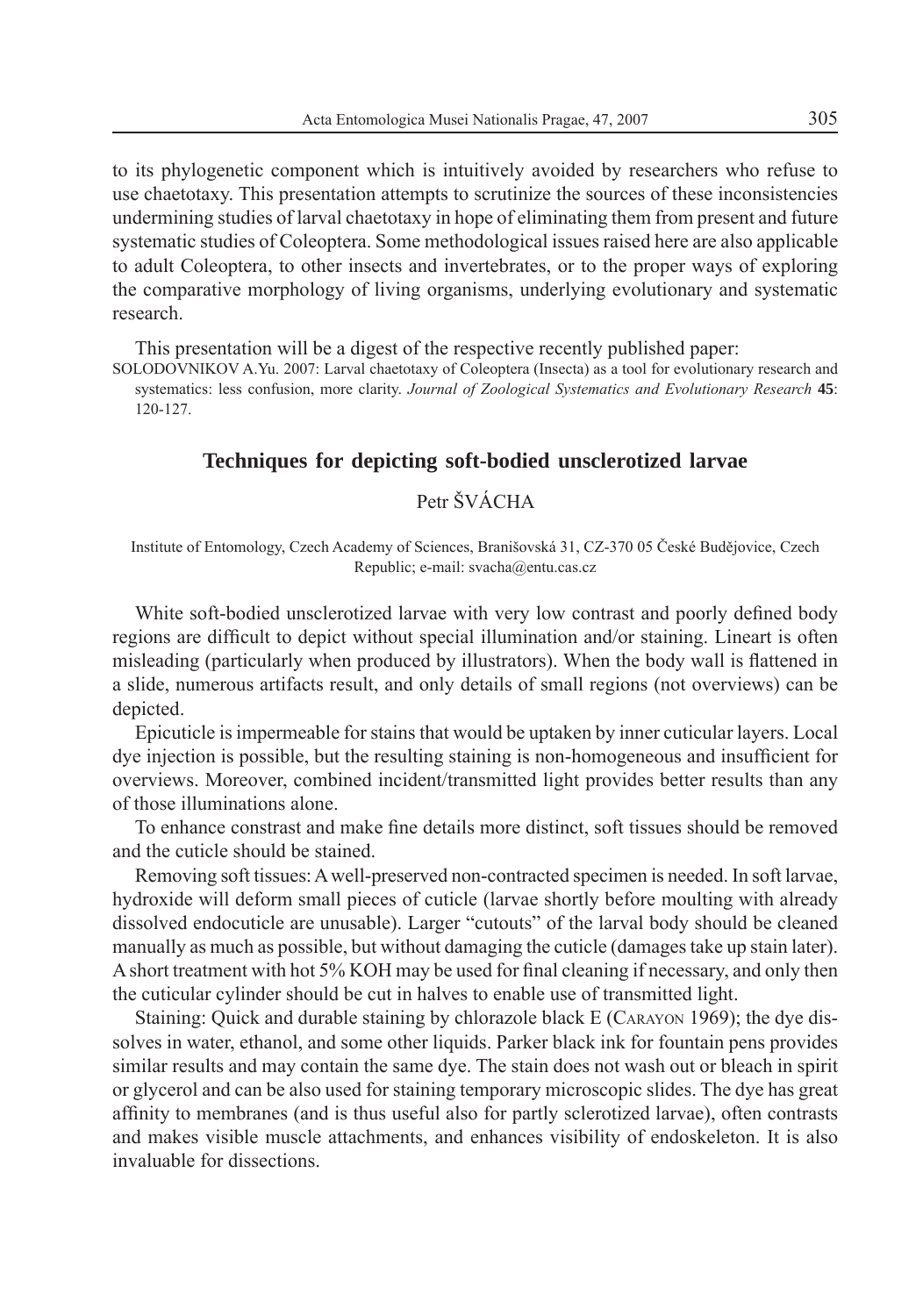to its phylogenetic component which is intuitively avoided by researchers who refuse to use chaetotaxy. This presentation attempts to scrutinize the sources of these inconsistencies undermining studies of larval chaetotaxy in hope of eliminating them from present and future systematic studies of Coleoptera. Some methodological issues raised here are also applicable to adult Coleoptera, to other insects and invertebrates, or to the proper ways of exploring the comparative morphology of living organisms, underlying evolutionary and systematic research.

This presentation will be a digest of the respective recently published paper:

SOLODOVNIKOV A.Yu. 2007: Larval chaetotaxy of Coleoptera (Insecta) as a tool for evolutionary research and systematics: less confusion, more clarity. *Journal of Zoological Systematics and Evolutionary Research* **45**: 120-127.

## Techniques for depicting soft-bodied unsclerotized larvae

Petr ŠVÁCHA

Institute of Entomology, Czech Academy of Sciences, Branišovská 31, CZ-370 05 České Budějovice, Czech Republic; e-mail: svacha@entu.cas.cz

White soft-bodied unsclerotized larvae with very low contrast and poorly defined body regions are difficult to depict without special illumination and/or staining. Lineart is often misleading (particularly when produced by illustrators). When the body wall is flattened in a slide, numerous artifacts result, and only details of small regions (not overviews) can be depicted.

Epicuticle is impermeable for stains that would be uptaken by inner cuticular layers. Local dye injection is possible, but the resulting staining is non-homogeneous and insufficient for overviews. Moreover, combined incident/transmitted light provides better results than any of those illuminations alone.

To enhance constrast and make fine details more distinct, soft tissues should be removed and the cuticle should be stained.

Removing soft tissues: A well-preserved non-contracted specimen is needed. In soft larvae, hydroxide will deform small pieces of cuticle (larvae shortly before moulting with already dissolved endocuticle are unusable). Larger "cutouts" of the larval body should be cleaned manually as much as possible, but without damaging the cuticle (damages take up stain later). A short treatment with hot 5% KOH may be used for final cleaning if necessary, and only then the cuticular cylinder should be cut in halves to enable use of transmitted light.

Staining: Quick and durable staining by chlorazole black E (CARAYON 1969); the dye dissolves in water, ethanol, and some other liquids. Parker black ink for fountain pens provides similar results and may contain the same dye. The stain does not wash out or bleach in spirit or glycerol and can be also used for staining temporary microscopic slides. The dye has great affinity to membranes (and is thus useful also for partly sclerotized larvae), often contrasts and makes visible muscle attachments, and enhances visibility of endoskeleton. It is also invaluable for dissections.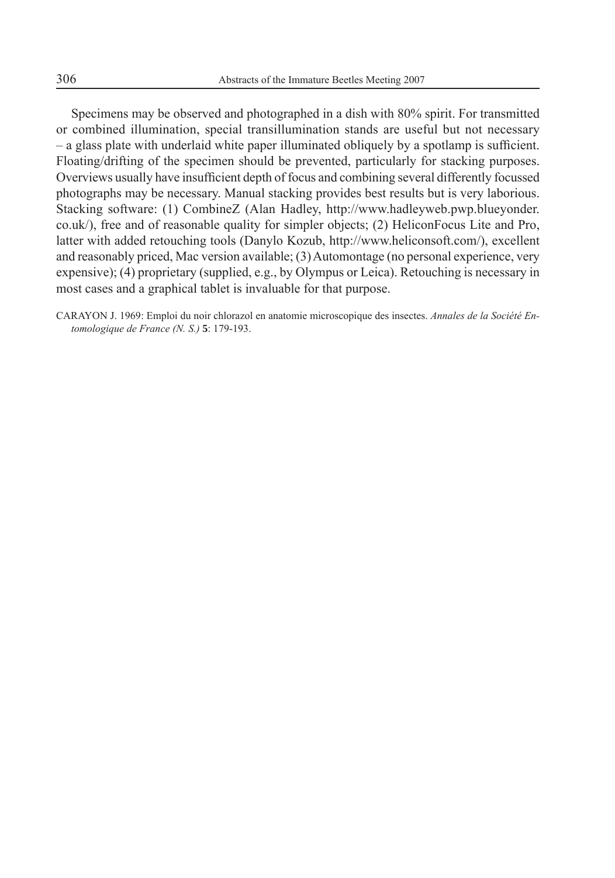Specimens may be observed and photographed in a dish with 80% spirit. For transmitted or combined illumination, special transillumination stands are useful but not necessary – a glass plate with underlaid white paper illuminated obliquely by a spotlamp is sufficient. Floating/drifting of the specimen should be prevented, particularly for stacking purposes. Overviews usually have insufficient depth of focus and combining several differently focussed photographs may be necessary. Manual stacking provides best results but is very laborious. Stacking software: (1) CombineZ (Alan Hadley, http://www.hadleyweb.pwp.blueyonder.co.uk/), free and of reasonable quality for simpler objects; (2) HeliconFocus Lite and Pro, latter with added retouching tools (Danylo Kozub, http://www.heliconsoft.com/), excellent and reasonably priced, Mac version available; (3) Automontage (no personal experience, very expensive); (4) proprietary (supplied, e.g., by Olympus or Leica). Retouching is necessary in most cases and a graphical tablet is invaluable for that purpose.

CARAYON J. 1969: Emploi du noir chlorazol en anatomie microscopique des insectes. *Annales de la Société Entomologique de France (N. S.)* **5**: 179-193.